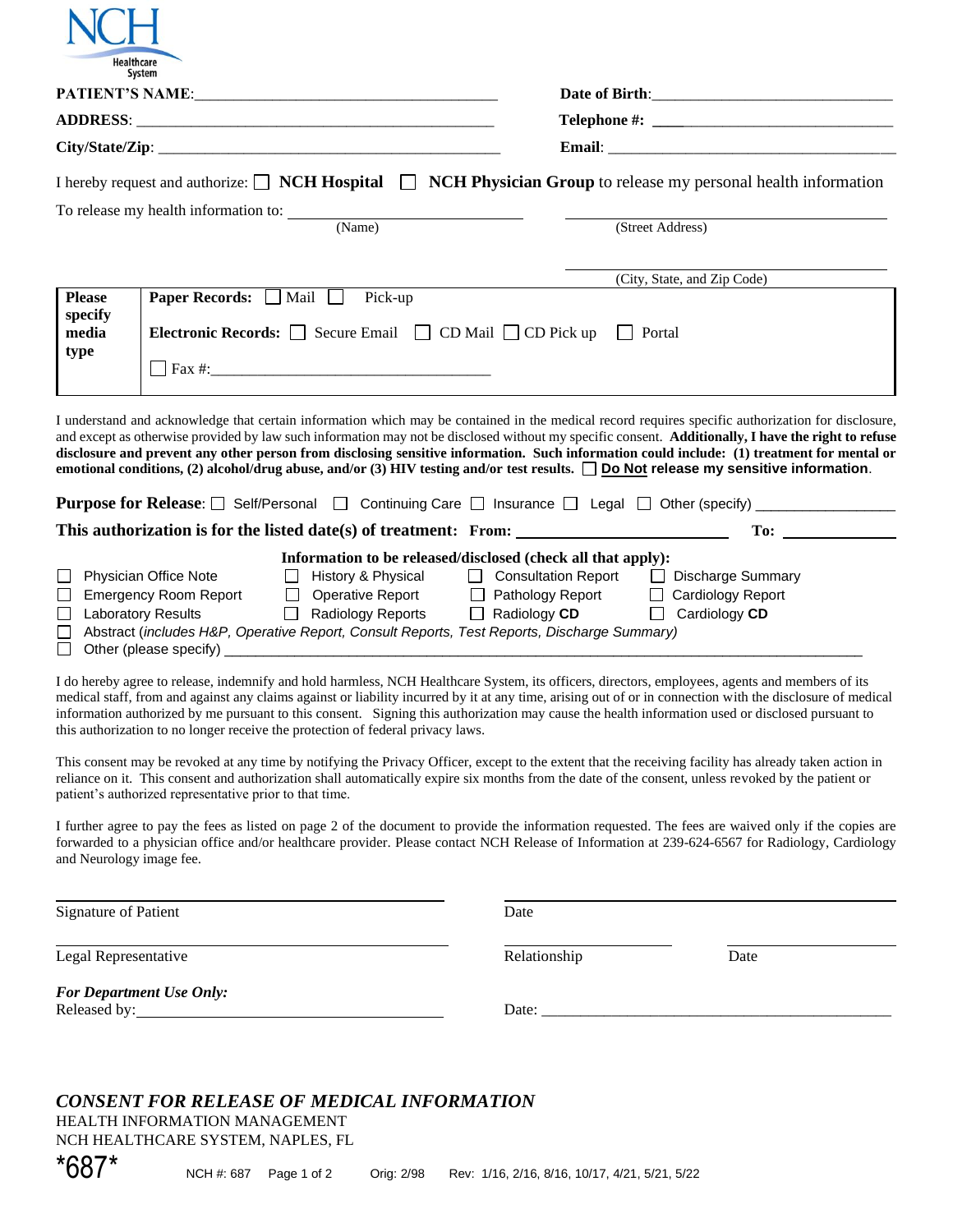NCH Healthcare System

**PATIENT'S NAME**:______________________________________ **Date of Birth**:______________________________

**ADDRESS**: _____________________________________________ **Telephone #**: ______________________________

**City/State/Zip**: ________________________________________ **Email**: ____________________________________

I hereby request and authorize: ☐ **NCH Hospital** ☐ **NCH Physician Group** to release my personal health information

To release my health information to: ______________________ (Name) ______________________ (Street Address)

______________________ (City, State, and Zip Code)

| **Please specify media type** | **Paper Records:** ☐ Mail ☐ Pick-up<br>**Electronic Records:** ☐ Secure Email ☐ CD Mail ☐ CD Pick up ☐ Portal<br>☐ Fax #:____________________________________ |
|---|---|

I understand and acknowledge that certain information which may be contained in the medical record requires specific authorization for disclosure, and except as otherwise provided by law such information may not be disclosed without my specific consent. **Additionally, I have the right to refuse disclosure and prevent any other person from disclosing sensitive information. Such information could include: (1) treatment for mental or emotional conditions, (2) alcohol/drug abuse, and/or (3) HIV testing and/or test results.** ☐ **Do Not release my sensitive information**.

**Purpose for Release**: ☐ Self/Personal ☐ Continuing Care ☐ Insurance ☐ Legal ☐ Other (specify) _________________

**This authorization is for the listed date(s) of treatment: From:** ___________________________ **To:** _____________

**Information to be released/disclosed (check all that apply):**

| | | | |
|---|---|---|---|
| ☐ Physician Office Note | ☐ History & Physical | ☐ Consultation Report | ☐ Discharge Summary |
| ☐ Emergency Room Report | ☐ Operative Report | ☐ Pathology Report | ☐ Cardiology Report |
| ☐ Laboratory Results | ☐ Radiology Reports | ☐ Radiology **CD** | ☐ Cardiology **CD** |

☐ Abstract (*includes H&P, Operative Report, Consult Reports, Test Reports, Discharge Summary)*

☐ Other (please specify) ______________________________________________________________________________

I do hereby agree to release, indemnify and hold harmless, NCH Healthcare System, its officers, directors, employees, agents and members of its medical staff, from and against any claims against or liability incurred by it at any time, arising out of or in connection with the disclosure of medical information authorized by me pursuant to this consent. Signing this authorization may cause the health information used or disclosed pursuant to this authorization to no longer receive the protection of federal privacy laws.

This consent may be revoked at any time by notifying the Privacy Officer, except to the extent that the receiving facility has already taken action in reliance on it. This consent and authorization shall automatically expire six months from the date of the consent, unless revoked by the patient or patient's authorized representative prior to that time.

I further agree to pay the fees as listed on page 2 of the document to provide the information requested. The fees are waived only if the copies are forwarded to a physician office and/or healthcare provider. Please contact NCH Release of Information at 239-624-6567 for Radiology, Cardiology and Neurology image fee.

______________________________________ ______________________________________
Signature of Patient Date

______________________________________ ____________________ ____________________
Legal Representative Relationship Date

***For Department Use Only:***
Released by:___________________________________ Date: _____________________________________

## *CONSENT FOR RELEASE OF MEDICAL INFORMATION*

HEALTH INFORMATION MANAGEMENT
NCH HEALTHCARE SYSTEM, NAPLES, FL

*687* NCH #: 687 Orig: 2/98 Rev: 1/16, 2/16, 8/16, 10/17, 4/21, 5/21, 5/22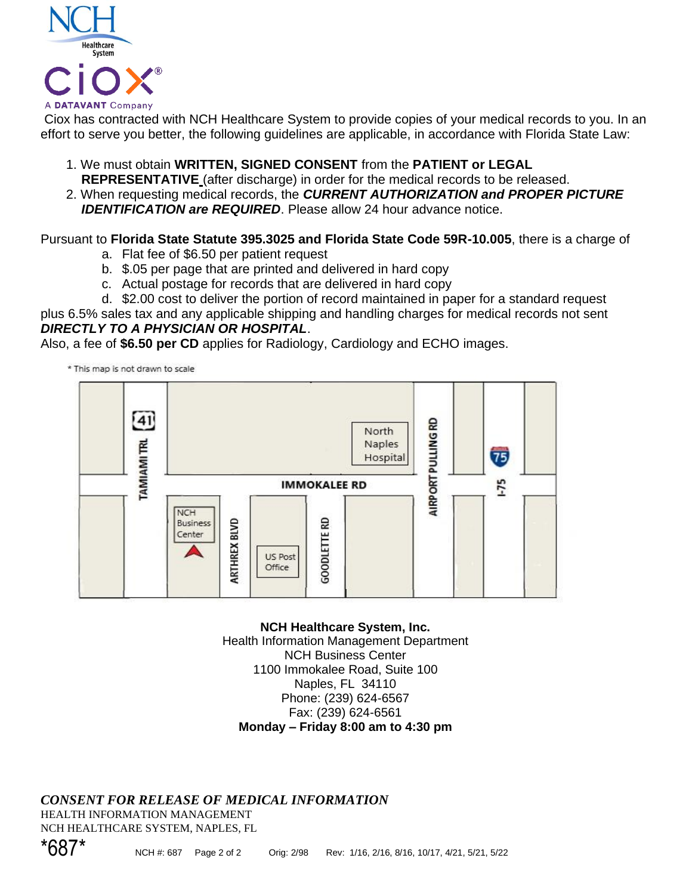NCH Healthcare System

ciox

A DATAVANT Company

Ciox has contracted with NCH Healthcare System to provide copies of your medical records to you. In an effort to serve you better, the following guidelines are applicable, in accordance with Florida State Law:

1. We must obtain **WRITTEN, SIGNED CONSENT** from the **PATIENT or LEGAL REPRESENTATIVE** (after discharge) in order for the medical records to be released.
2. When requesting medical records, the ***CURRENT AUTHORIZATION and PROPER PICTURE IDENTIFICATION are REQUIRED***. Please allow 24 hour advance notice.

Pursuant to **Florida State Statute 395.3025 and Florida State Code 59R-10.005**, there is a charge of

a. Flat fee of $6.50 per patient request
b. $.05 per page that are printed and delivered in hard copy
c. Actual postage for records that are delivered in hard copy
d. $2.00 cost to deliver the portion of record maintained in paper for a standard request

plus 6.5% sales tax and any applicable shipping and handling charges for medical records not sent ***DIRECTLY TO A PHYSICIAN OR HOSPITAL***.

Also, a fee of **$6.50 per CD** applies for Radiology, Cardiology and ECHO images.

\* This map is not drawn to scale

41
TAMIAMI TRL
North Naples Hospital
AIRPORT PULLING RD
75
I-75
IMMOKALEE RD
NCH Business Center
ARTHREX BLVD
US Post Office
GOODLETTE RD

**NCH Healthcare System, Inc.**
Health Information Management Department
NCH Business Center
1100 Immokalee Road, Suite 100
Naples, FL 34110
Phone: (239) 624-6567
Fax: (239) 624-6561
**Monday – Friday 8:00 am to 4:30 pm**

***CONSENT FOR RELEASE OF MEDICAL INFORMATION***
HEALTH INFORMATION MANAGEMENT
NCH HEALTHCARE SYSTEM, NAPLES, FL

\*687\* NCH #: 687 Orig: 2/98 Rev: 1/16, 2/16, 8/16, 10/17, 4/21, 5/21, 5/22